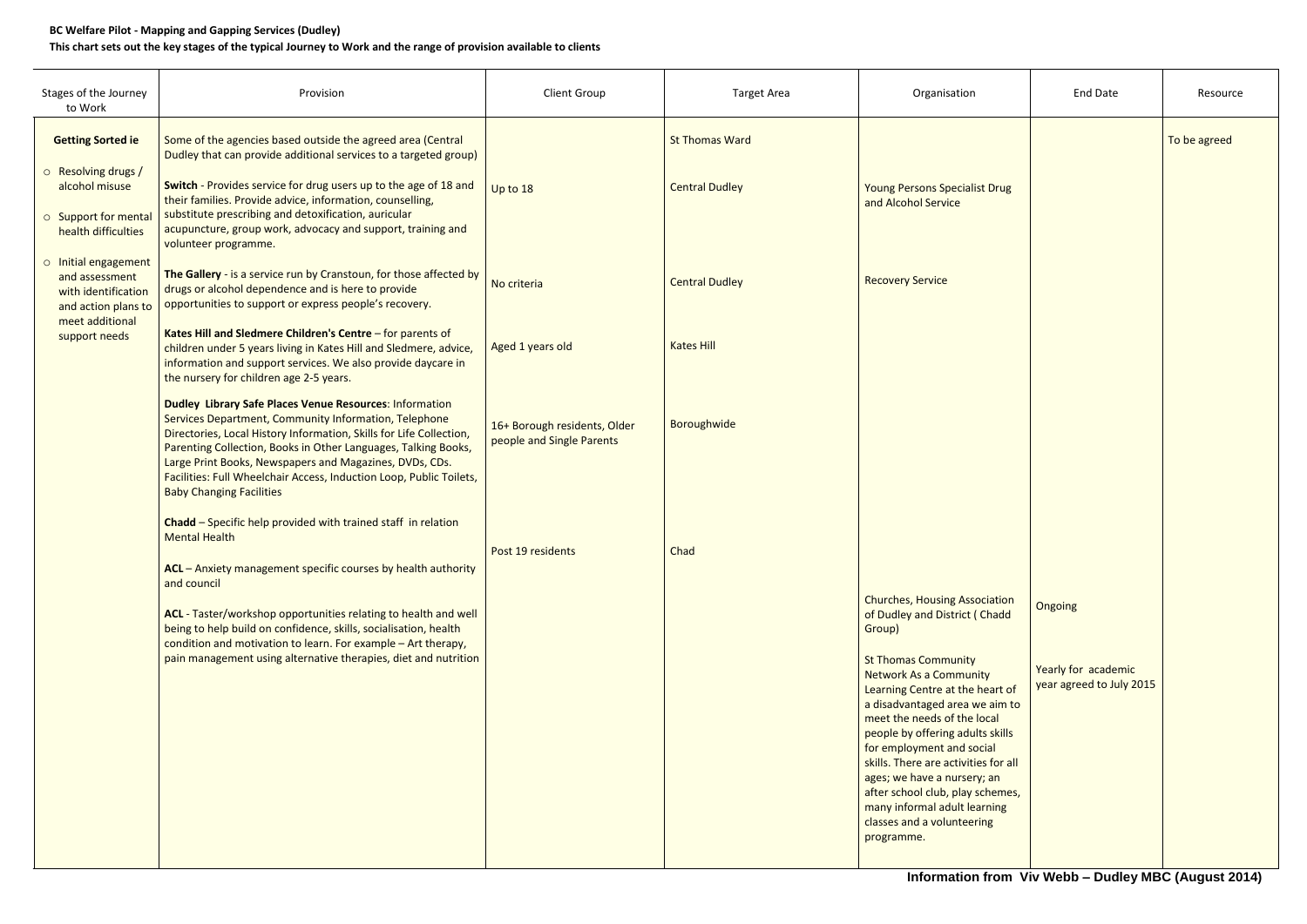**BC Welfare Pilot - Mapping and Gapping Services (Dudley)**

**This chart sets out the key stages of the typical Journey to Work and the range of provision available to clients**

| Stages of the Journey to Work | Provision | Client Group | Target Area | Organisation | End Date | Resource |
|---|---|---|---|---|---|---|
| **Getting Sorted ie**<br>○ Resolving drugs / alcohol misuse<br>○ Support for mental health difficulties<br>○ Initial engagement and assessment with identification and action plans to meet additional support needs | Some of the agencies based outside the agreed area (Central Dudley that can provide additional services to a targeted group) | | St Thomas Ward | | | To be agreed |
| | **Switch** - Provides service for drug users up to the age of 18 and their families. Provide advice, information, counselling, substitute prescribing and detoxification, auricular acupuncture, group work, advocacy and support, training and volunteer programme. | Up to 18 | Central Dudley | Young Persons Specialist Drug and Alcohol Service | | |
| | **The Gallery** - is a service run by Cranstoun, for those affected by drugs or alcohol dependence and is here to provide opportunities to support or express people's recovery. | No criteria | Central Dudley | Recovery Service | | |
| | **Kates Hill and Sledmere Children's Centre** – for parents of children under 5 years living in Kates Hill and Sledmere, advice, information and support services. We also provide daycare in the nursery for children age 2-5 years. | Aged 1 years old | Kates Hill | | | |
| | **Dudley Library Safe Places Venue Resources**: Information Services Department, Community Information, Telephone Directories, Local History Information, Skills for Life Collection, Parenting Collection, Books in Other Languages, Talking Books, Large Print Books, Newspapers and Magazines, DVDs, CDs. Facilities: Full Wheelchair Access, Induction Loop, Public Toilets, Baby Changing Facilities | 16+ Borough residents, Older people and Single Parents | Boroughwide | | | |
| | **Chadd** – Specific help provided with trained staff in relation Mental Health | Post 19 residents | Chad | Churches, Housing Association of Dudley and District ( Chadd Group) | Ongoing | |
| | **ACL** – Anxiety management specific courses by health authority and council<br><br>**ACL** - Taster/workshop opportunities relating to health and well being to help build on confidence, skills, socialisation, health condition and motivation to learn. For example – Art therapy, pain management using alternative therapies, diet and nutrition | | | St Thomas Community Network As a Community Learning Centre at the heart of a disadvantaged area we aim to meet the needs of the local people by offering adults skills for employment and social skills. There are activities for all ages; we have a nursery; an after school club, play schemes, many informal adult learning classes and a volunteering programme. | Yearly for academic year agreed to July 2015 | |

**Information from Viv Webb – Dudley MBC (August 2014)**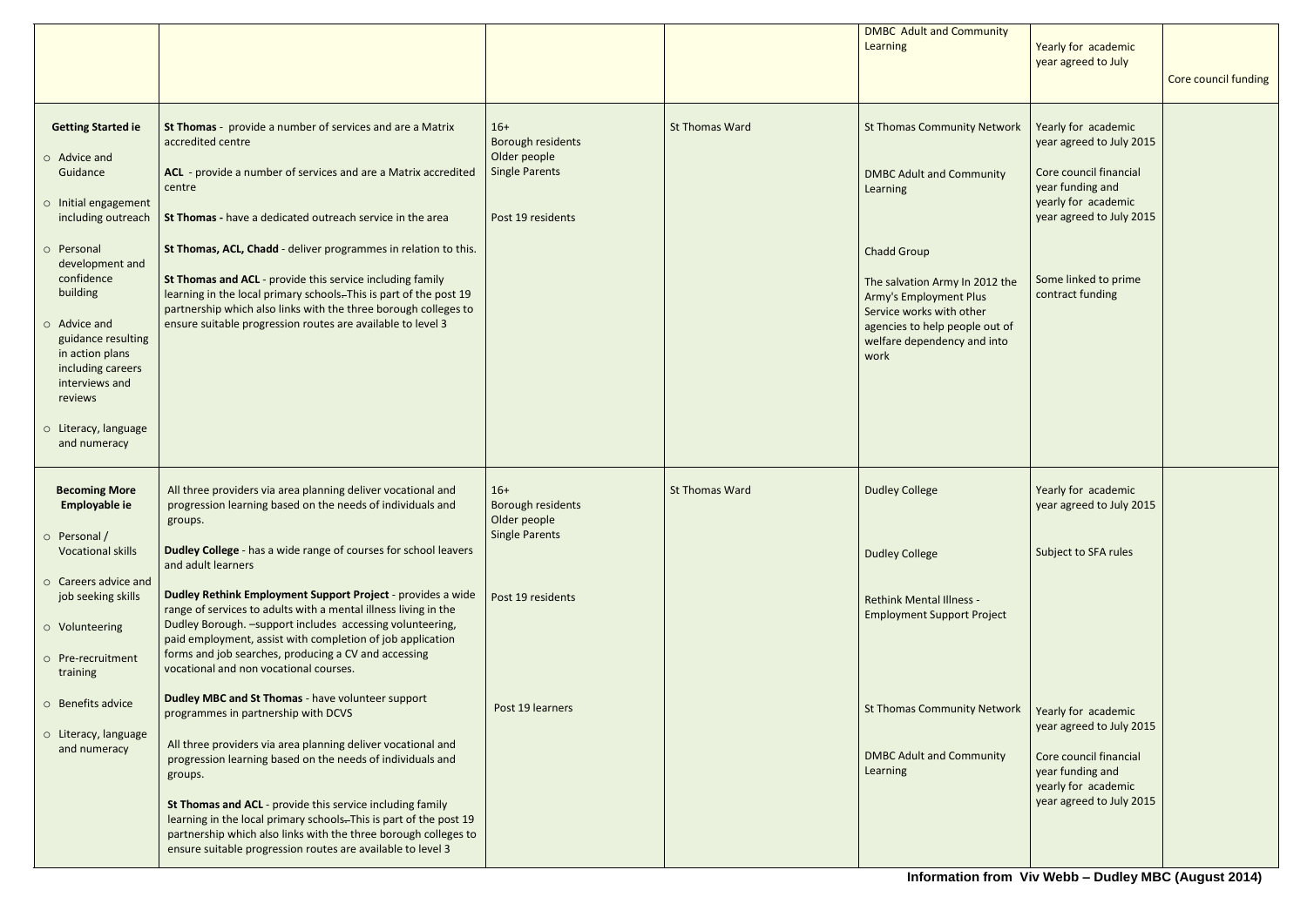| | | | | | | |
|---|---|---|---|---|---|---|
| | | | | DMBC Adult and Community Learning | Yearly for academic year agreed to July | Core council funding |
| **Getting Started ie**<br><br>○ Advice and Guidance<br><br>○ Initial engagement including outreach<br><br>○ Personal development and confidence building<br><br>○ Advice and guidance resulting in action plans including careers interviews and reviews<br><br>○ Literacy, language and numeracy | **St Thomas** - provide a number of services and are a Matrix accredited centre<br><br>**ACL** - provide a number of services and are a Matrix accredited centre<br><br>**St Thomas -** have a dedicated outreach service in the area<br><br>**St Thomas, ACL, Chadd** - deliver programmes in relation to this.<br><br>**St Thomas and ACL** - provide this service including family learning in the local primary schools.-This is part of the post 19 partnership which also links with the three borough colleges to ensure suitable progression routes are available to level 3 | 16+<br>Borough residents<br>Older people<br>Single Parents<br><br>Post 19 residents | St Thomas Ward | St Thomas Community Network<br><br>DMBC Adult and Community Learning<br><br>Chadd Group<br><br>The salvation Army In 2012 the Army's Employment Plus Service works with other agencies to help people out of welfare dependency and into work | Yearly for academic year agreed to July 2015<br><br>Core council financial year funding and yearly for academic year agreed to July 2015<br><br>Some linked to prime contract funding | |
| **Becoming More Employable ie**<br><br>○ Personal / Vocational skills<br><br>○ Careers advice and job seeking skills<br><br>○ Volunteering<br><br>○ Pre-recruitment training<br><br>○ Benefits advice<br><br>○ Literacy, language and numeracy | All three providers via area planning deliver vocational and progression learning based on the needs of individuals and groups.<br><br>**Dudley College** - has a wide range of courses for school leavers and adult learners<br><br>**Dudley Rethink Employment Support Project** - provides a wide range of services to adults with a mental illness living in the Dudley Borough. –support includes accessing volunteering, paid employment, assist with completion of job application forms and job searches, producing a CV and accessing vocational and non vocational courses.<br><br>**Dudley MBC and St Thomas** - have volunteer support programmes in partnership with DCVS<br><br>All three providers via area planning deliver vocational and progression learning based on the needs of individuals and groups.<br><br>**St Thomas and ACL** - provide this service including family learning in the local primary schools.-This is part of the post 19 partnership which also links with the three borough colleges to ensure suitable progression routes are available to level 3 | 16+<br>Borough residents<br>Older people<br>Single Parents<br><br>Post 19 residents<br><br>Post 19 learners | St Thomas Ward | Dudley College<br><br>Dudley College<br><br>Rethink Mental Illness - Employment Support Project<br><br>St Thomas Community Network<br><br>DMBC Adult and Community Learning | Yearly for academic year agreed to July 2015<br><br>Subject to SFA rules<br><br>Yearly for academic year agreed to July 2015<br><br>Core council financial year funding and yearly for academic year agreed to July 2015 | |

**Information from Viv Webb – Dudley MBC (August 2014)**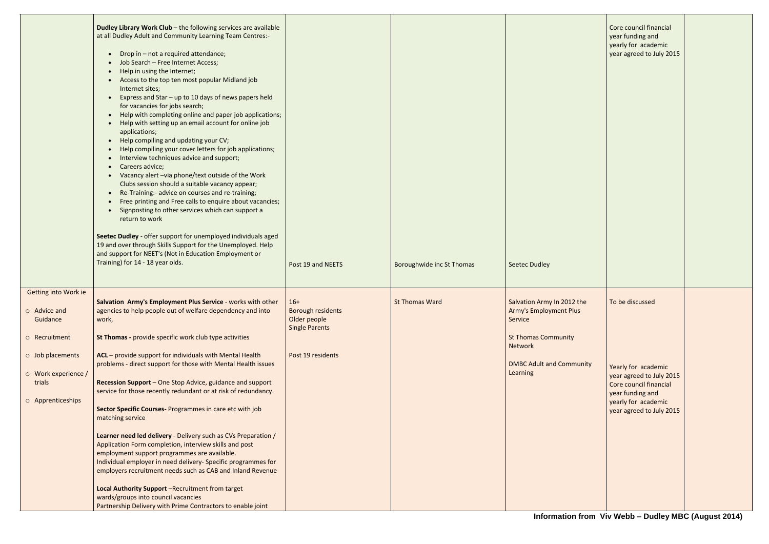| | | | | | | |
|---|---|---|---|---|---|---|
| | **Dudley Library Work Club** – the following services are available at all Dudley Adult and Community Learning Team Centres:-<br><br>• Drop in – not a required attendance;<br>• Job Search – Free Internet Access;<br>• Help in using the Internet;<br>• Access to the top ten most popular Midland job Internet sites;<br>• Express and Star – up to 10 days of news papers held for vacancies for jobs search;<br>• Help with completing online and paper job applications;<br>• Help with setting up an email account for online job applications;<br>• Help compiling and updating your CV;<br>• Help compiling your cover letters for job applications;<br>• Interview techniques advice and support;<br>• Careers advice;<br>• Vacancy alert –via phone/text outside of the Work Clubs session should a suitable vacancy appear;<br>• Re-Training:- advice on courses and re-training;<br>• Free printing and Free calls to enquire about vacancies;<br>• Signposting to other services which can support a return to work<br><br>**Seetec Dudley** - offer support for unemployed individuals aged 19 and over through Skills Support for the Unemployed. Help and support for NEET's (Not in Education Employment or Training) for 14 - 18 year olds. | Post 19 and NEETS | Boroughwide inc St Thomas | Seetec Dudley | Core council financial year funding and yearly for academic year agreed to July 2015 | |
| Getting into Work ie<br><br>○ Advice and Guidance<br>○ Recruitment<br>○ Job placements<br>○ Work experience / trials<br>○ Apprenticeships | **Salvation Army's Employment Plus Service** - works with other agencies to help people out of welfare dependency and into work,<br><br>**St Thomas -** provide specific work club type activities<br><br>**ACL** – provide support for individuals with Mental Health problems - direct support for those with Mental Health issues<br><br>**Recession Support** – One Stop Advice, guidance and support service for those recently redundant or at risk of redundancy.<br><br>**Sector Specific Courses-** Programmes in care etc with job matching service<br><br>**Learner need led delivery** - Delivery such as CVs Preparation / Application Form completion, interview skills and post employment support programmes are available.<br>Individual employer in need delivery- Specific programmes for employers recruitment needs such as CAB and Inland Revenue<br><br>**Local Authority Support** –Recruitment from target wards/groups into council vacancies<br>Partnership Delivery with Prime Contractors to enable joint | 16+<br>Borough residents<br>Older people<br>Single Parents<br><br>Post 19 residents | St Thomas Ward | Salvation Army In 2012 the Army's Employment Plus Service<br><br>St Thomas Community Network<br><br>DMBC Adult and Community Learning | To be discussed<br><br>Yearly for academic year agreed to July 2015<br>Core council financial year funding and yearly for academic year agreed to July 2015 | |

**Information from Viv Webb – Dudley MBC (August 2014)**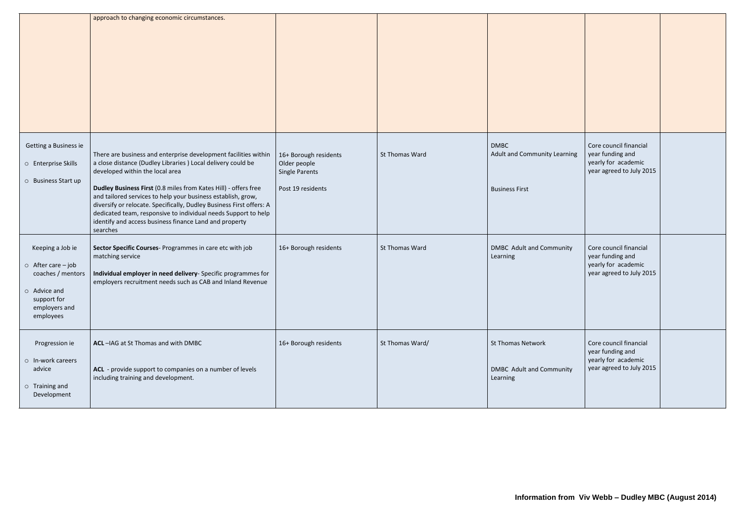| | | | | | | |
|---|---|---|---|---|---|---|
| | approach to changing economic circumstances. | | | | | |
| Getting a Business ie<br>○ Enterprise Skills<br>○ Business Start up | There are business and enterprise development facilities within a close distance (Dudley Libraries ) Local delivery could be developed within the local area<br><br>**Dudley Business First** (0.8 miles from Kates Hill) - offers free and tailored services to help your business establish, grow, diversify or relocate. Specifically, Dudley Business First offers: A dedicated team, responsive to individual needs Support to help identify and access business finance Land and property searches | 16+ Borough residents<br>Older people<br>Single Parents<br><br>Post 19 residents | St Thomas Ward | DMBC<br>Adult and Community Learning<br><br>Business First | Core council financial year funding and yearly for academic year agreed to July 2015 | |
| Keeping a Job ie<br>○ After care – job coaches / mentors<br>○ Advice and support for employers and employees | **Sector Specific Courses**- Programmes in care etc with job matching service<br><br>**Individual employer in need delivery**- Specific programmes for employers recruitment needs such as CAB and Inland Revenue | 16+ Borough residents | St Thomas Ward | DMBC Adult and Community Learning | Core council financial year funding and yearly for academic year agreed to July 2015 | |
| Progression ie<br>○ In-work careers advice<br>○ Training and Development | **ACL** –IAG at St Thomas and with DMBC<br><br>**ACL** - provide support to companies on a number of levels including training and development. | 16+ Borough residents | St Thomas Ward/ | St Thomas Network<br><br>DMBC Adult and Community Learning | Core council financial year funding and yearly for academic year agreed to July 2015 | |

**Information from Viv Webb – Dudley MBC (August 2014)**